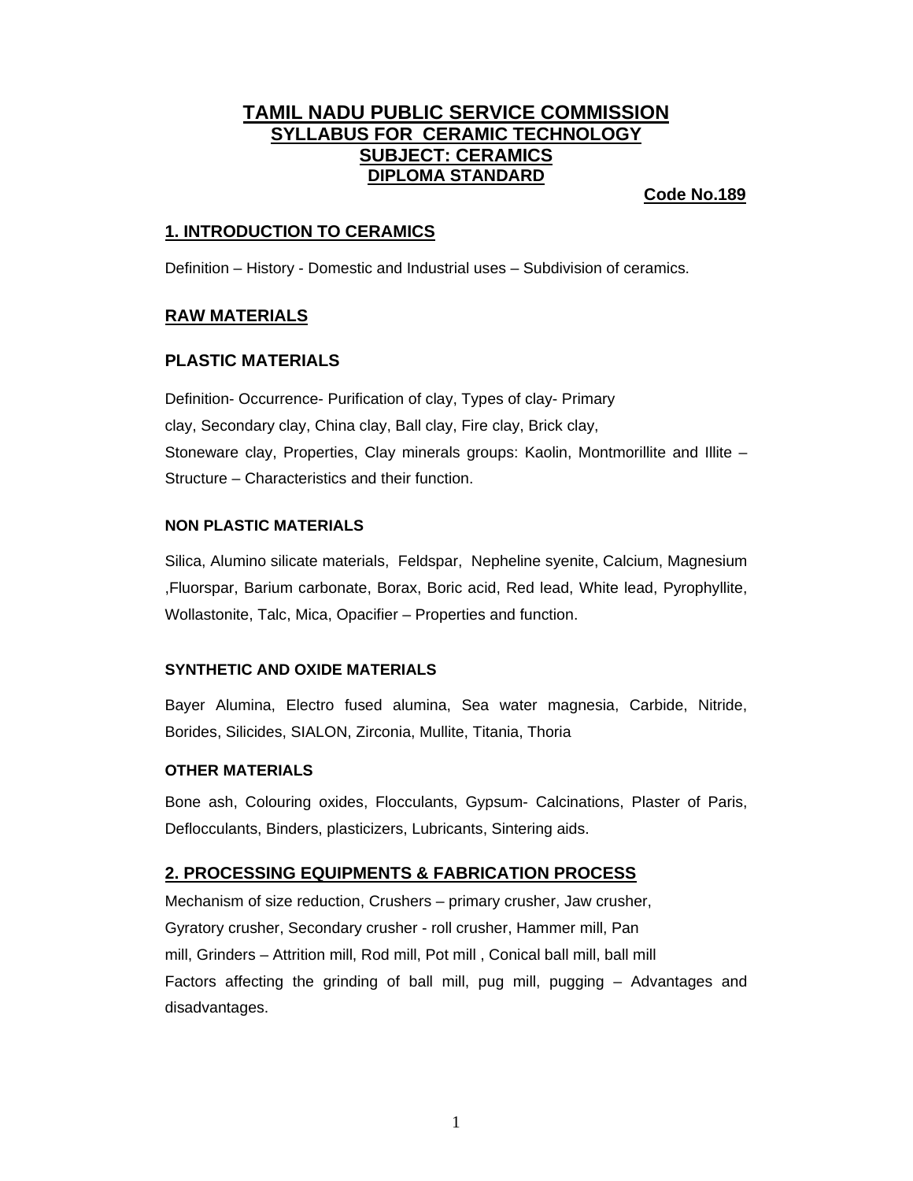# TAMIL NADU PUBLIC SERVICE COMMISSION

## SYLLABUS FOR CERAMIC TECHNOLOGY

## SUBJECT: CERAMICS

## DIPLOMA STANDARD

**Code No.189**

## 1. INTRODUCTION TO CERAMICS

Definition – History - Domestic and Industrial uses – Subdivision of ceramics.

## RAW MATERIALS

### PLASTIC MATERIALS

Definition- Occurrence- Purification of clay, Types of clay- Primary clay, Secondary clay, China clay, Ball clay, Fire clay, Brick clay, Stoneware clay, Properties, Clay minerals groups: Kaolin, Montmorillite and Illite – Structure – Characteristics and their function.

#### NON PLASTIC MATERIALS

Silica, Alumino silicate materials, Feldspar, Nepheline syenite, Calcium, Magnesium ,Fluorspar, Barium carbonate, Borax, Boric acid, Red lead, White lead, Pyrophyllite, Wollastonite, Talc, Mica, Opacifier – Properties and function.

#### SYNTHETIC AND OXIDE MATERIALS

Bayer Alumina, Electro fused alumina, Sea water magnesia, Carbide, Nitride, Borides, Silicides, SIALON, Zirconia, Mullite, Titania, Thoria

#### OTHER MATERIALS

Bone ash, Colouring oxides, Flocculants, Gypsum- Calcinations, Plaster of Paris, Deflocculants, Binders, plasticizers, Lubricants, Sintering aids.

## 2. PROCESSING EQUIPMENTS & FABRICATION PROCESS

Mechanism of size reduction, Crushers – primary crusher, Jaw crusher, Gyratory crusher, Secondary crusher - roll crusher, Hammer mill, Pan mill, Grinders – Attrition mill, Rod mill, Pot mill , Conical ball mill, ball mill Factors affecting the grinding of ball mill, pug mill, pugging – Advantages and disadvantages.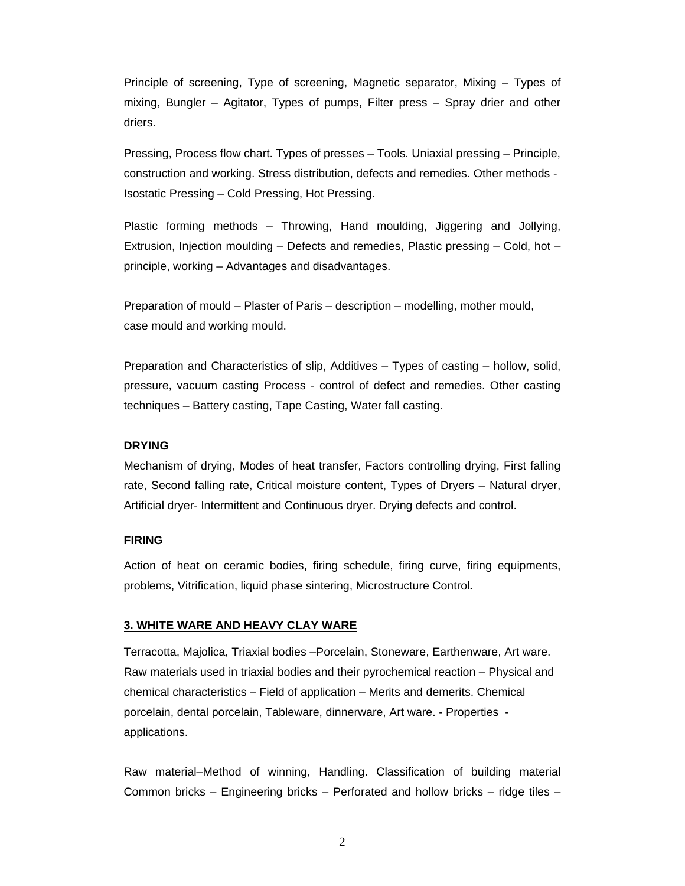Principle of screening, Type of screening, Magnetic separator, Mixing – Types of mixing, Bungler – Agitator, Types of pumps, Filter press – Spray drier and other driers.

Pressing, Process flow chart. Types of presses – Tools. Uniaxial pressing – Principle, construction and working. Stress distribution, defects and remedies. Other methods - Isostatic Pressing – Cold Pressing, Hot Pressing**.**

Plastic forming methods – Throwing, Hand moulding, Jiggering and Jollying, Extrusion, Injection moulding – Defects and remedies, Plastic pressing – Cold, hot – principle, working – Advantages and disadvantages.

Preparation of mould – Plaster of Paris – description – modelling, mother mould, case mould and working mould.

Preparation and Characteristics of slip, Additives – Types of casting – hollow, solid, pressure, vacuum casting Process - control of defect and remedies. Other casting techniques – Battery casting, Tape Casting, Water fall casting.

**DRYING**

Mechanism of drying, Modes of heat transfer, Factors controlling drying, First falling rate, Second falling rate, Critical moisture content, Types of Dryers – Natural dryer, Artificial dryer- Intermittent and Continuous dryer. Drying defects and control.

**FIRING**

Action of heat on ceramic bodies, firing schedule, firing curve, firing equipments, problems, Vitrification, liquid phase sintering, Microstructure Control**.**

## 3. WHITE WARE AND HEAVY CLAY WARE

Terracotta, Majolica, Triaxial bodies –Porcelain, Stoneware, Earthenware, Art ware. Raw materials used in triaxial bodies and their pyrochemical reaction – Physical and chemical characteristics – Field of application – Merits and demerits. Chemical porcelain, dental porcelain, Tableware, dinnerware, Art ware. - Properties - applications.

Raw material–Method of winning, Handling. Classification of building material Common bricks – Engineering bricks – Perforated and hollow bricks – ridge tiles –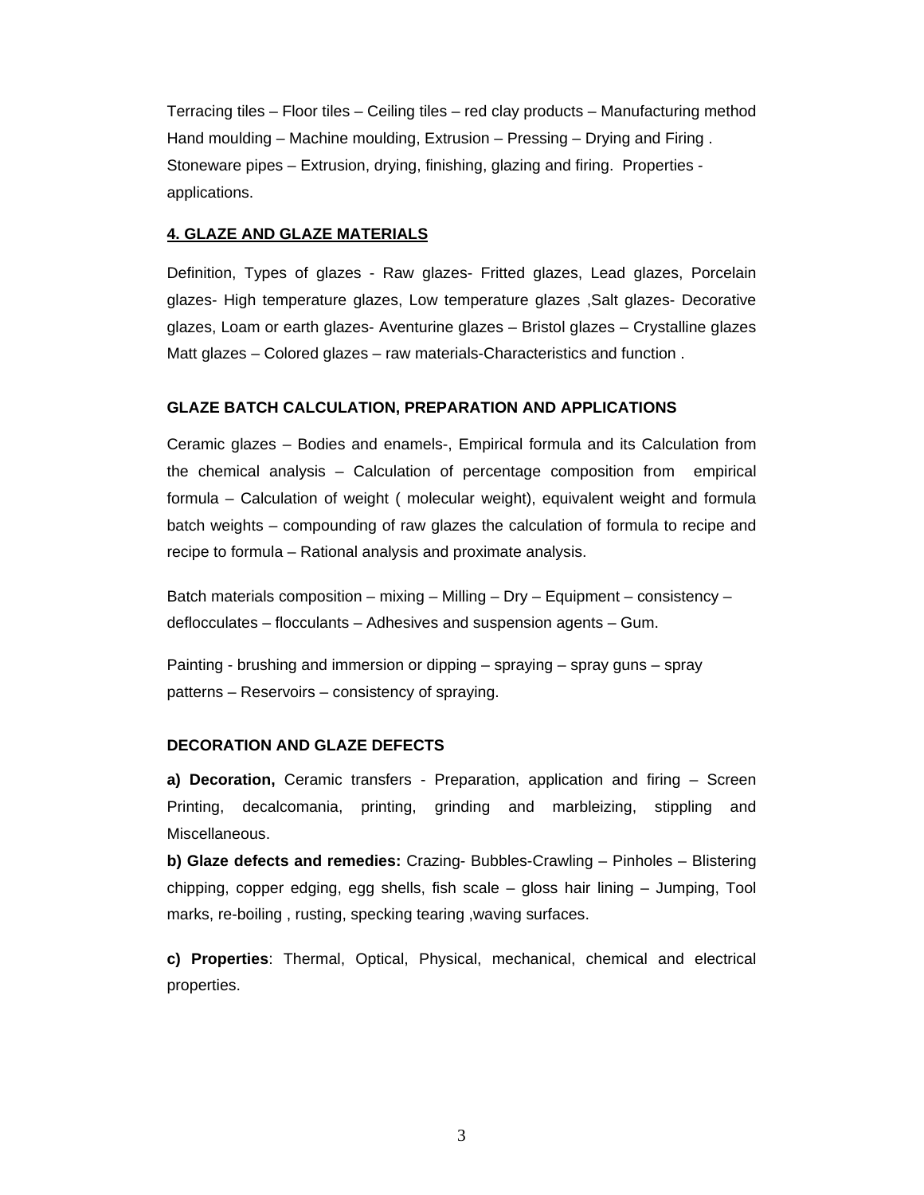Terracing tiles – Floor tiles – Ceiling tiles – red clay products – Manufacturing method Hand moulding – Machine moulding, Extrusion – Pressing – Drying and Firing . Stoneware pipes – Extrusion, drying, finishing, glazing and firing. Properties - applications.

## 4. GLAZE AND GLAZE MATERIALS

Definition, Types of glazes - Raw glazes- Fritted glazes, Lead glazes, Porcelain glazes- High temperature glazes, Low temperature glazes ,Salt glazes- Decorative glazes, Loam or earth glazes- Aventurine glazes – Bristol glazes – Crystalline glazes Matt glazes – Colored glazes – raw materials-Characteristics and function .

### GLAZE BATCH CALCULATION, PREPARATION AND APPLICATIONS

Ceramic glazes – Bodies and enamels-, Empirical formula and its Calculation from the chemical analysis – Calculation of percentage composition from empirical formula – Calculation of weight ( molecular weight), equivalent weight and formula batch weights – compounding of raw glazes the calculation of formula to recipe and recipe to formula – Rational analysis and proximate analysis.

Batch materials composition – mixing – Milling – Dry – Equipment – consistency – deflocculates – flocculants – Adhesives and suspension agents – Gum.

Painting - brushing and immersion or dipping – spraying – spray guns – spray patterns – Reservoirs – consistency of spraying.

### DECORATION AND GLAZE DEFECTS

**a) Decoration,** Ceramic transfers - Preparation, application and firing – Screen Printing, decalcomania, printing, grinding and marbleizing, stippling and Miscellaneous.

**b) Glaze defects and remedies:** Crazing- Bubbles-Crawling – Pinholes – Blistering chipping, copper edging, egg shells, fish scale – gloss hair lining – Jumping, Tool marks, re-boiling , rusting, specking tearing ,waving surfaces.

**c) Properties**: Thermal, Optical, Physical, mechanical, chemical and electrical properties.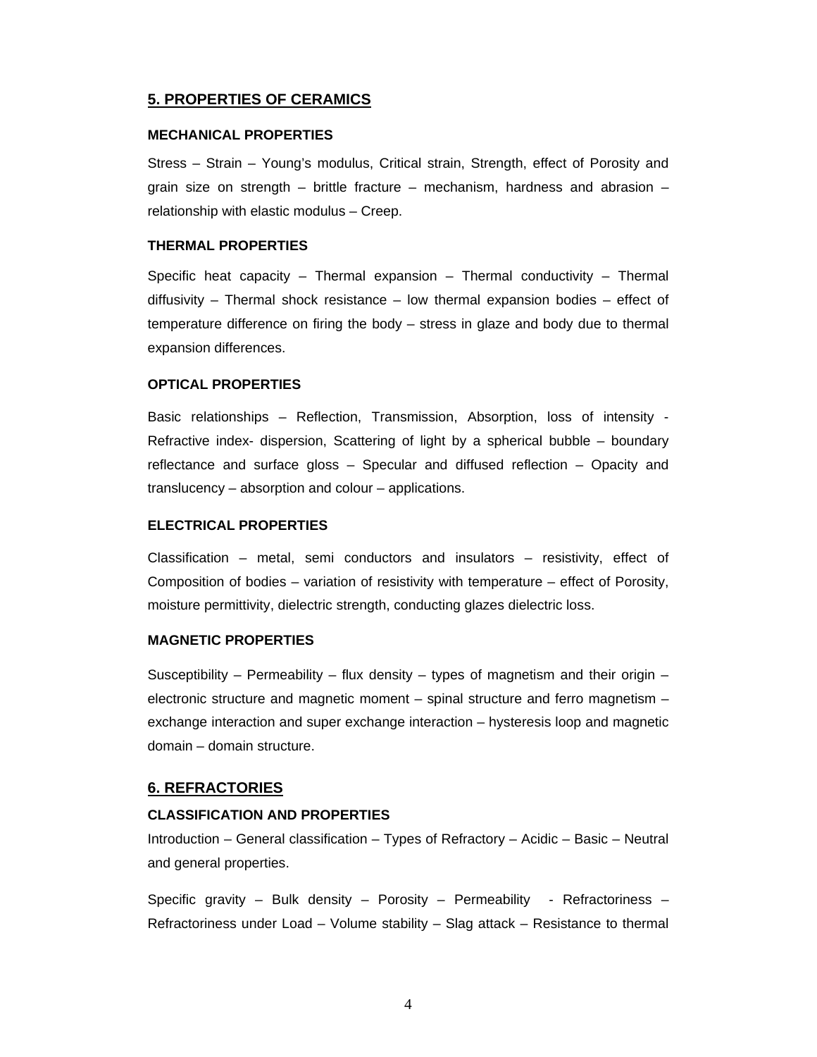## 5. PROPERTIES OF CERAMICS

### MECHANICAL PROPERTIES

Stress – Strain – Young's modulus, Critical strain, Strength, effect of Porosity and grain size on strength – brittle fracture – mechanism, hardness and abrasion – relationship with elastic modulus – Creep.

### THERMAL PROPERTIES

Specific heat capacity – Thermal expansion – Thermal conductivity – Thermal diffusivity – Thermal shock resistance – low thermal expansion bodies – effect of temperature difference on firing the body – stress in glaze and body due to thermal expansion differences.

### OPTICAL PROPERTIES

Basic relationships – Reflection, Transmission, Absorption, loss of intensity - Refractive index- dispersion, Scattering of light by a spherical bubble – boundary reflectance and surface gloss – Specular and diffused reflection – Opacity and translucency – absorption and colour – applications.

### ELECTRICAL PROPERTIES

Classification – metal, semi conductors and insulators – resistivity, effect of Composition of bodies – variation of resistivity with temperature – effect of Porosity, moisture permittivity, dielectric strength, conducting glazes dielectric loss.

### MAGNETIC PROPERTIES

Susceptibility – Permeability – flux density – types of magnetism and their origin – electronic structure and magnetic moment – spinal structure and ferro magnetism – exchange interaction and super exchange interaction – hysteresis loop and magnetic domain – domain structure.

## 6. REFRACTORIES

### CLASSIFICATION AND PROPERTIES

Introduction – General classification – Types of Refractory – Acidic – Basic – Neutral and general properties.

Specific gravity – Bulk density – Porosity – Permeability - Refractoriness – Refractoriness under Load – Volume stability – Slag attack – Resistance to thermal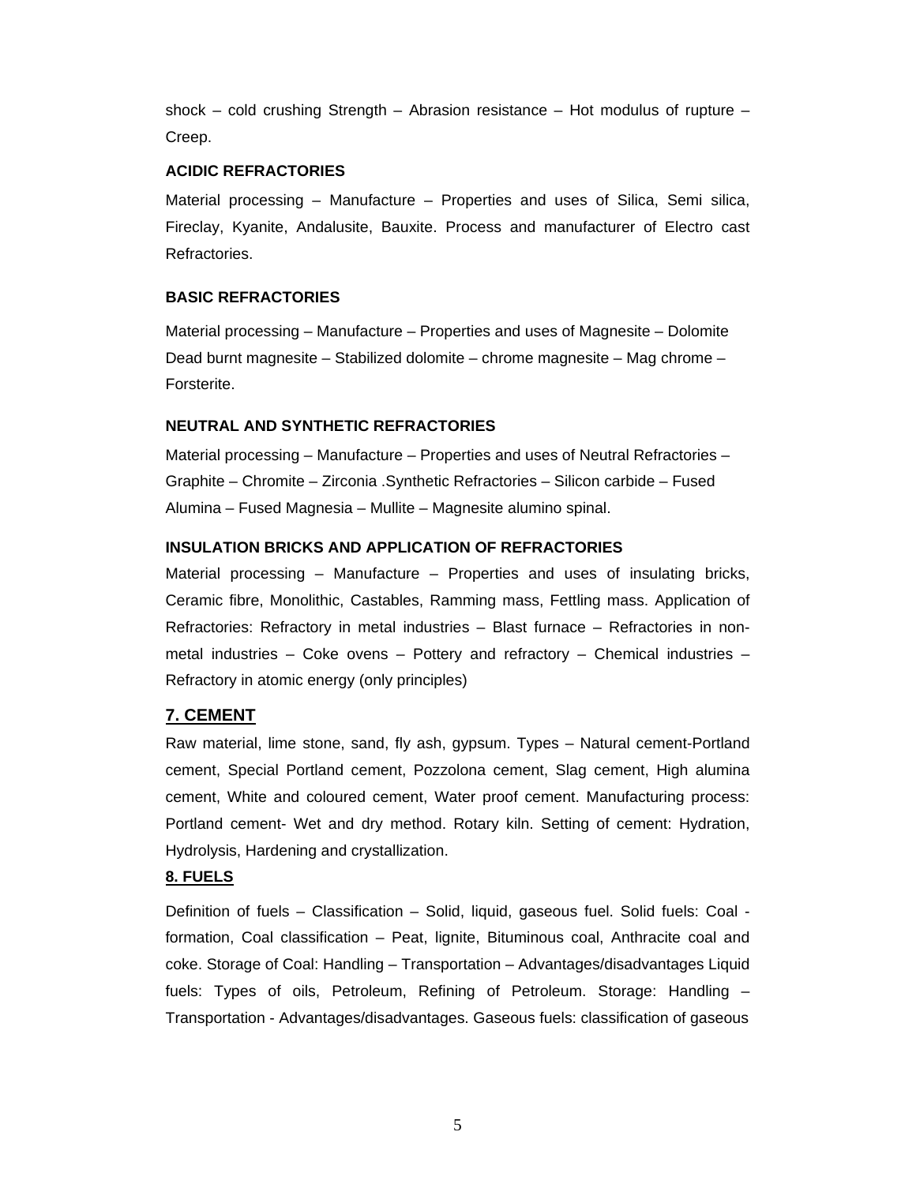shock – cold crushing Strength – Abrasion resistance – Hot modulus of rupture – Creep.

**ACIDIC REFRACTORIES**

Material processing – Manufacture – Properties and uses of Silica, Semi silica, Fireclay, Kyanite, Andalusite, Bauxite. Process and manufacturer of Electro cast Refractories.

**BASIC REFRACTORIES**

Material processing – Manufacture – Properties and uses of Magnesite – Dolomite Dead burnt magnesite – Stabilized dolomite – chrome magnesite – Mag chrome – Forsterite.

**NEUTRAL AND SYNTHETIC REFRACTORIES**

Material processing – Manufacture – Properties and uses of Neutral Refractories – Graphite – Chromite – Zirconia .Synthetic Refractories – Silicon carbide – Fused Alumina – Fused Magnesia – Mullite – Magnesite alumino spinal.

**INSULATION BRICKS AND APPLICATION OF REFRACTORIES**

Material processing – Manufacture – Properties and uses of insulating bricks, Ceramic fibre, Monolithic, Castables, Ramming mass, Fettling mass. Application of Refractories: Refractory in metal industries – Blast furnace – Refractories in non-metal industries – Coke ovens – Pottery and refractory – Chemical industries – Refractory in atomic energy (only principles)

## 7. CEMENT

Raw material, lime stone, sand, fly ash, gypsum. Types – Natural cement-Portland cement, Special Portland cement, Pozzolona cement, Slag cement, High alumina cement, White and coloured cement, Water proof cement. Manufacturing process: Portland cement- Wet and dry method. Rotary kiln. Setting of cement: Hydration, Hydrolysis, Hardening and crystallization.

## 8. FUELS

Definition of fuels – Classification – Solid, liquid, gaseous fuel. Solid fuels: Coal - formation, Coal classification – Peat, lignite, Bituminous coal, Anthracite coal and coke. Storage of Coal: Handling – Transportation – Advantages/disadvantages Liquid fuels: Types of oils, Petroleum, Refining of Petroleum. Storage: Handling – Transportation - Advantages/disadvantages. Gaseous fuels: classification of gaseous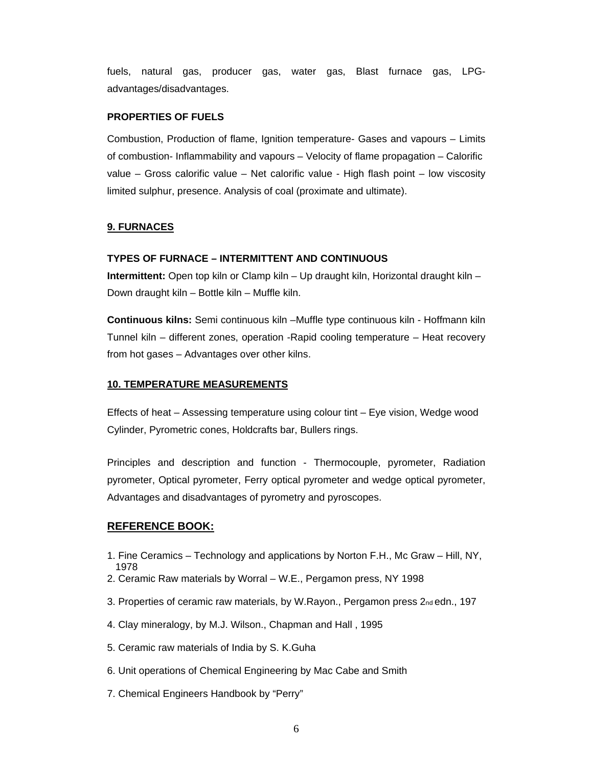fuels, natural gas, producer gas, water gas, Blast furnace gas, LPG-advantages/disadvantages.

**PROPERTIES OF FUELS**

Combustion, Production of flame, Ignition temperature- Gases and vapours – Limits of combustion- Inflammability and vapours – Velocity of flame propagation – Calorific value – Gross calorific value – Net calorific value - High flash point – low viscosity limited sulphur, presence. Analysis of coal (proximate and ultimate).

## 9. FURNACES

**TYPES OF FURNACE – INTERMITTENT AND CONTINUOUS**

**Intermittent:** Open top kiln or Clamp kiln – Up draught kiln, Horizontal draught kiln – Down draught kiln – Bottle kiln – Muffle kiln.

**Continuous kilns:** Semi continuous kiln –Muffle type continuous kiln - Hoffmann kiln Tunnel kiln – different zones, operation -Rapid cooling temperature – Heat recovery from hot gases – Advantages over other kilns.

## 10. TEMPERATURE MEASUREMENTS

Effects of heat – Assessing temperature using colour tint – Eye vision, Wedge wood Cylinder, Pyrometric cones, Holdcrafts bar, Bullers rings.

Principles and description and function - Thermocouple, pyrometer, Radiation pyrometer, Optical pyrometer, Ferry optical pyrometer and wedge optical pyrometer, Advantages and disadvantages of pyrometry and pyroscopes.

## REFERENCE BOOK:

1. Fine Ceramics – Technology and applications by Norton F.H., Mc Graw – Hill, NY, 1978
2. Ceramic Raw materials by Worral – W.E., Pergamon press, NY 1998
3. Properties of ceramic raw materials, by W.Rayon., Pergamon press 2nd edn., 197
4. Clay mineralogy, by M.J. Wilson., Chapman and Hall , 1995
5. Ceramic raw materials of India by S. K.Guha
6. Unit operations of Chemical Engineering by Mac Cabe and Smith
7. Chemical Engineers Handbook by "Perry"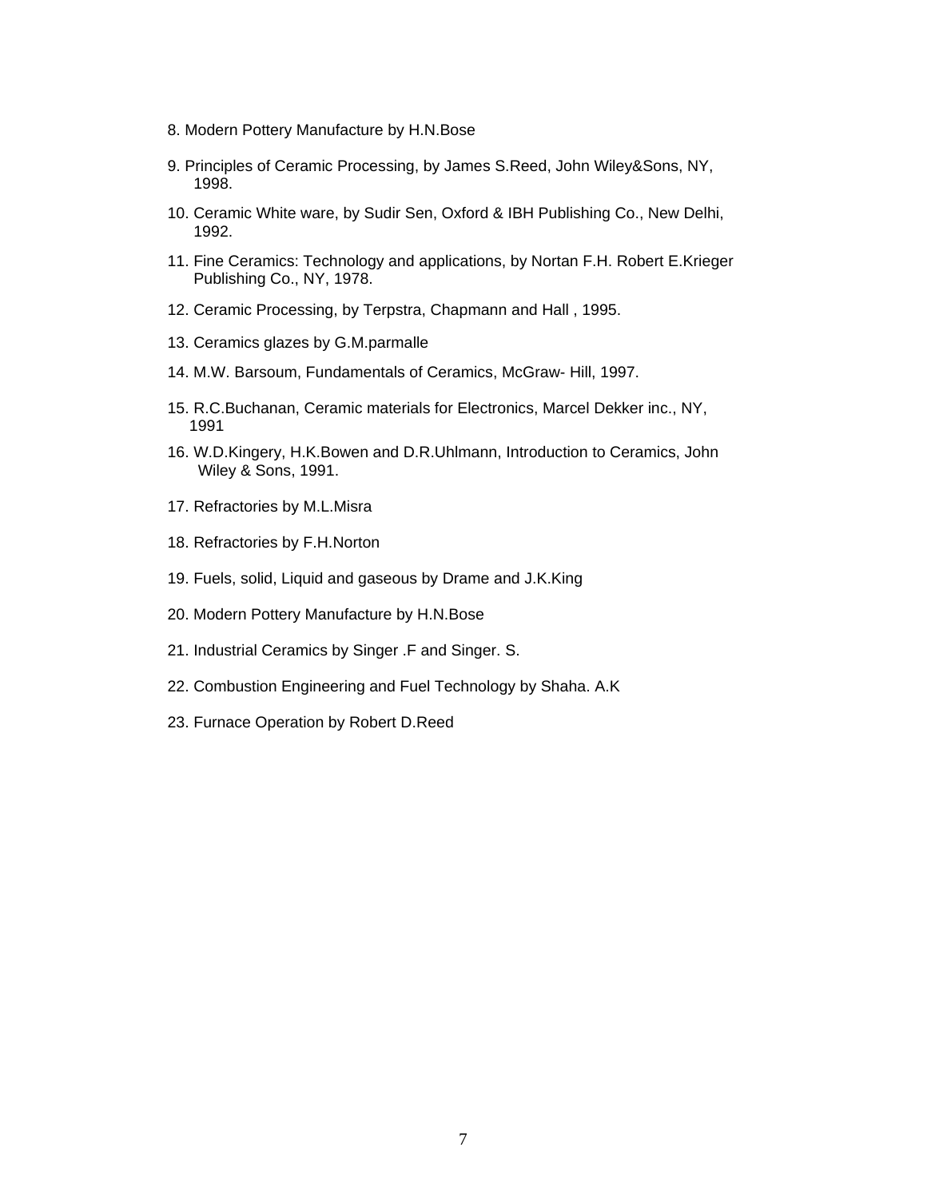8. Modern Pottery Manufacture by H.N.Bose

9. Principles of Ceramic Processing, by James S.Reed, John Wiley&Sons, NY, 1998.

10. Ceramic White ware, by Sudir Sen, Oxford & IBH Publishing Co., New Delhi, 1992.

11. Fine Ceramics: Technology and applications, by Nortan F.H. Robert E.Krieger Publishing Co., NY, 1978.

12. Ceramic Processing, by Terpstra, Chapmann and Hall , 1995.

13. Ceramics glazes by G.M.parmalle

14. M.W. Barsoum, Fundamentals of Ceramics, McGraw- Hill, 1997.

15. R.C.Buchanan, Ceramic materials for Electronics, Marcel Dekker inc., NY, 1991

16. W.D.Kingery, H.K.Bowen and D.R.Uhlmann, Introduction to Ceramics, John Wiley & Sons, 1991.

17. Refractories by M.L.Misra

18. Refractories by F.H.Norton

19. Fuels, solid, Liquid and gaseous by Drame and J.K.King

20. Modern Pottery Manufacture by H.N.Bose

21. Industrial Ceramics by Singer .F and Singer. S.

22. Combustion Engineering and Fuel Technology by Shaha. A.K

23. Furnace Operation by Robert D.Reed